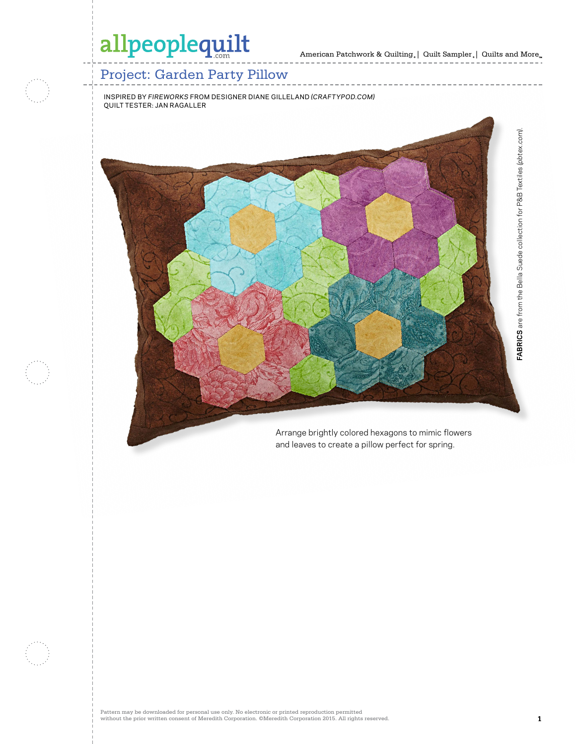# Project: Garden Party Pillow

INSPIRED BY *FIREWORKS* FROM DESIGNER DIANE GILLELAND *(CRAFTYPOD.COM)*
QUILT TESTER: JAN RAGALLER

Arrange brightly colored hexagons to mimic flowers and leaves to create a pillow perfect for spring.

**FABRICS** are from the Bella Suede collection for P&B Textiles *(pbtex.com)*.

Pattern may be downloaded for personal use only. No electronic or printed reproduction permitted without the prior written consent of Meredith Corporation. ©Meredith Corporation 2015. All rights reserved.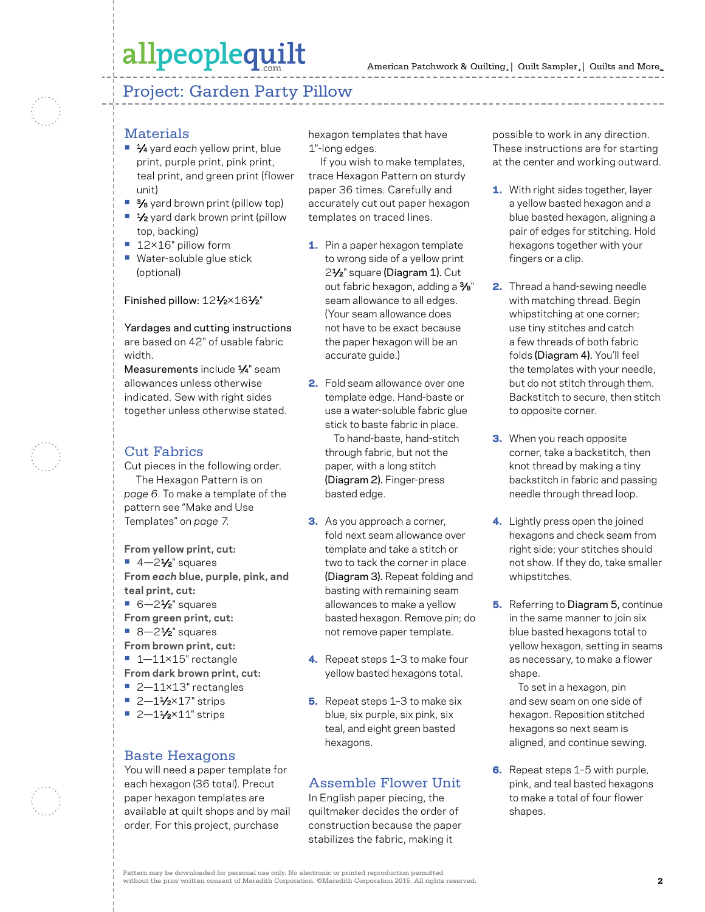# Project: Garden Party Pillow

## Materials

- ¼ yard *each* yellow print, blue print, purple print, pink print, teal print, and green print (flower unit)
- ⅜ yard brown print (pillow top)
- ½ yard dark brown print (pillow top, backing)
- 12×16" pillow form
- Water-soluble glue stick (optional)

Finished pillow: 12½×16½"

Yardages and cutting instructions are based on 42" of usable fabric width.

Measurements include ¼" seam allowances unless otherwise indicated. Sew with right sides together unless otherwise stated.

## Cut Fabrics

Cut pieces in the following order.

The Hexagon Pattern is on *page 6*. To make a template of the pattern see "Make and Use Templates" on *page 7*.

**From yellow print, cut:**
- 4—2½" squares

**From *each* blue, purple, pink, and teal print, cut:**
- 6—2½" squares

**From green print, cut:**
- 8—2½" squares

**From brown print, cut:**
- 1—11×15" rectangle

**From dark brown print, cut:**
- 2—11×13" rectangles
- 2—1½×17" strips
- 2—1½×11" strips

## Baste Hexagons

You will need a paper template for each hexagon (36 total). Precut paper hexagon templates are available at quilt shops and by mail order. For this project, purchase hexagon templates that have 1"-long edges.

If you wish to make templates, trace Hexagon Pattern on sturdy paper 36 times. Carefully and accurately cut out paper hexagon templates on traced lines.

1. Pin a paper hexagon template to wrong side of a yellow print 2½" square **(Diagram 1)**. Cut out fabric hexagon, adding a ⅜" seam allowance to all edges. (Your seam allowance does not have to be exact because the paper hexagon will be an accurate guide.)
2. Fold seam allowance over one template edge. Hand-baste or use a water-soluble fabric glue stick to baste fabric in place.

   To hand-baste, hand-stitch through fabric, but not the paper, with a long stitch **(Diagram 2)**. Finger-press basted edge.
3. As you approach a corner, fold next seam allowance over template and take a stitch or two to tack the corner in place **(Diagram 3)**. Repeat folding and basting with remaining seam allowances to make a yellow basted hexagon. Remove pin; do not remove paper template.
4. Repeat steps 1–3 to make four yellow basted hexagons total.
5. Repeat steps 1–3 to make six blue, six purple, six pink, six teal, and eight green basted hexagons.

## Assemble Flower Unit

In English paper piecing, the quiltmaker decides the order of construction because the paper stabilizes the fabric, making it possible to work in any direction. These instructions are for starting at the center and working outward.

1. With right sides together, layer a yellow basted hexagon and a blue basted hexagon, aligning a pair of edges for stitching. Hold hexagons together with your fingers or a clip.
2. Thread a hand-sewing needle with matching thread. Begin whipstitching at one corner; use tiny stitches and catch a few threads of both fabric folds **(Diagram 4)**. You'll feel the templates with your needle, but do not stitch through them. Backstitch to secure, then stitch to opposite corner.
3. When you reach opposite corner, take a backstitch, then knot thread by making a tiny backstitch in fabric and passing needle through thread loop.
4. Lightly press open the joined hexagons and check seam from right side; your stitches should not show. If they do, take smaller whipstitches.
5. Referring to **Diagram 5**, continue in the same manner to join six blue basted hexagons total to yellow hexagon, setting in seams as necessary, to make a flower shape.

   To set in a hexagon, pin and sew seam on one side of hexagon. Reposition stitched hexagons so next seam is aligned, and continue sewing.
6. Repeat steps 1–5 with purple, pink, and teal basted hexagons to make a total of four flower shapes.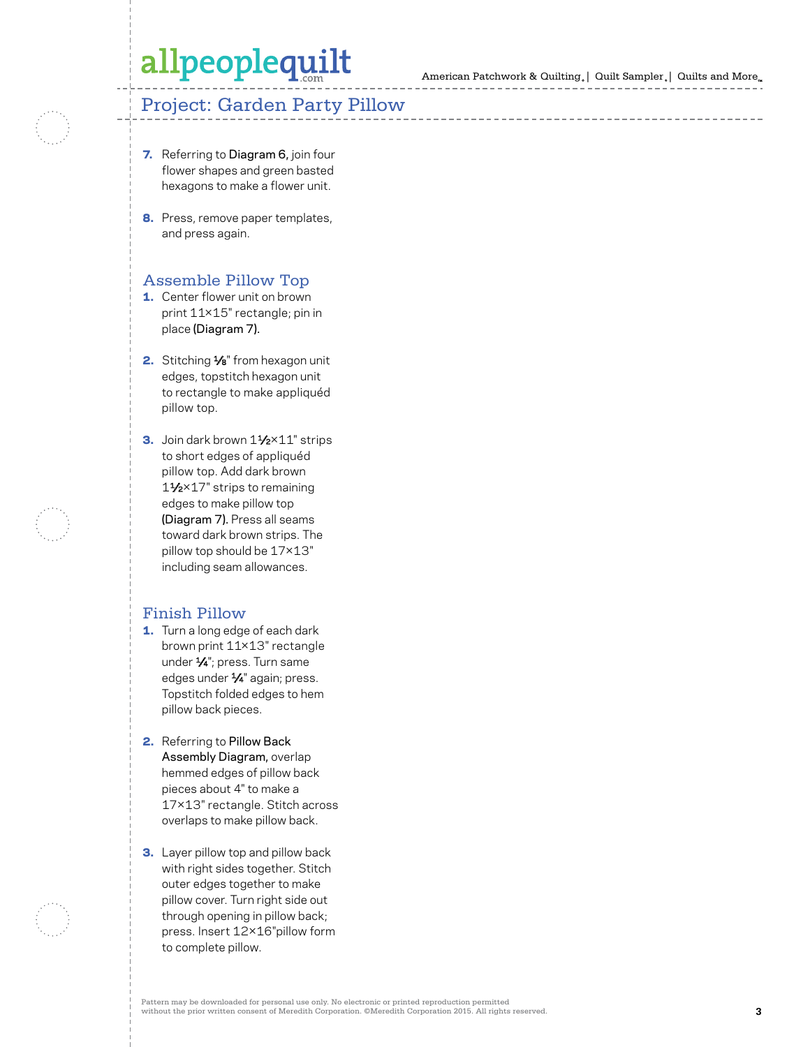## Project: Garden Party Pillow

7. Referring to **Diagram 6,** join four flower shapes and green basted hexagons to make a flower unit.

8. Press, remove paper templates, and press again.

### Assemble Pillow Top

1. Center flower unit on brown print 11×15" rectangle; pin in place **(Diagram 7).**

2. Stitching ⅛" from hexagon unit edges, topstitch hexagon unit to rectangle to make appliquéd pillow top.

3. Join dark brown 1½×11" strips to short edges of appliquéd pillow top. Add dark brown 1½×17" strips to remaining edges to make pillow top **(Diagram 7).** Press all seams toward dark brown strips. The pillow top should be 17×13" including seam allowances.

### Finish Pillow

1. Turn a long edge of each dark brown print 11×13" rectangle under ¼"; press. Turn same edges under ¼" again; press. Topstitch folded edges to hem pillow back pieces.

2. Referring to **Pillow Back Assembly Diagram,** overlap hemmed edges of pillow back pieces about 4" to make a 17×13" rectangle. Stitch across overlaps to make pillow back.

3. Layer pillow top and pillow back with right sides together. Stitch outer edges together to make pillow cover. Turn right side out through opening in pillow back; press. Insert 12×16"pillow form to complete pillow.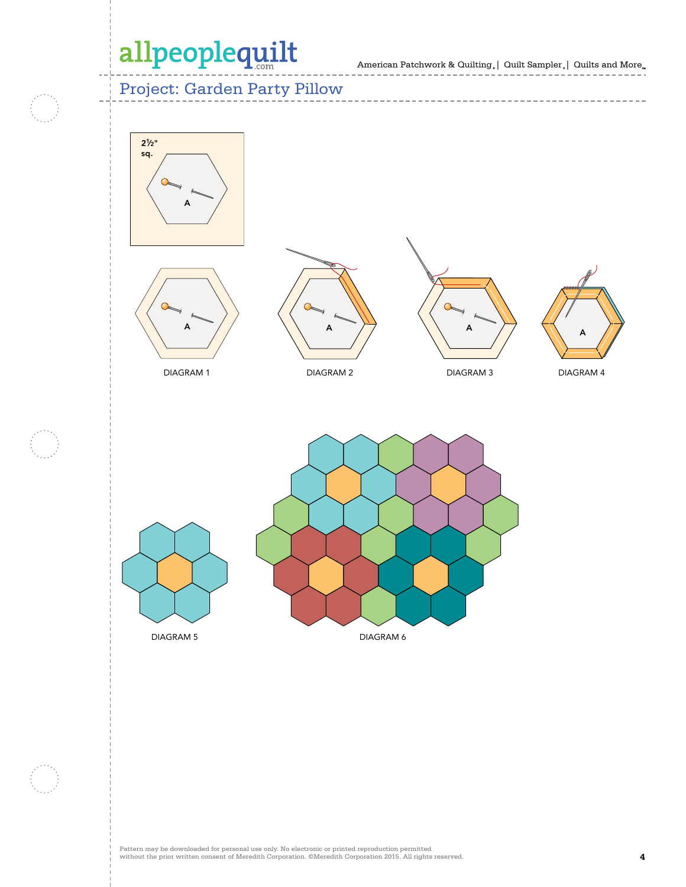# Project: Garden Party Pillow

2½" sq.

A

DIAGRAM 1

DIAGRAM 2

DIAGRAM 3

DIAGRAM 4

DIAGRAM 5

DIAGRAM 6

Pattern may be downloaded for personal use only. No electronic or printed reproduction permitted without the prior written consent of Meredith Corporation. ©Meredith Corporation 2015. All rights reserved.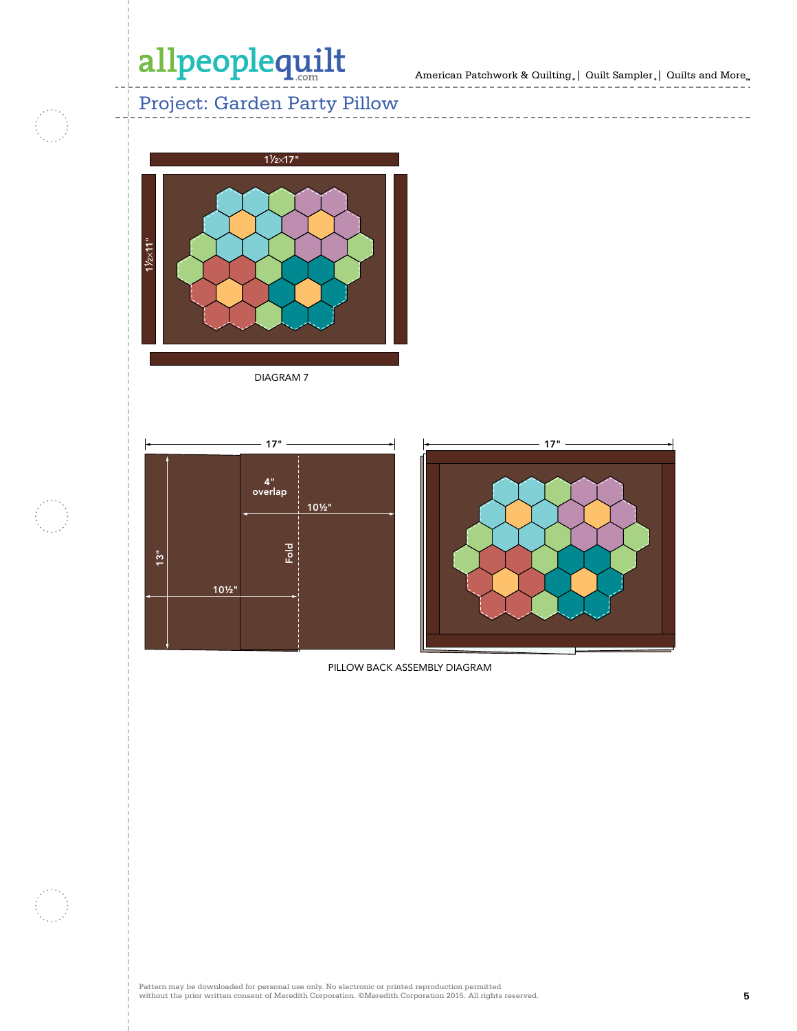# Project: Garden Party Pillow

1½×17"

1½×11"

DIAGRAM 7

17"

4" overlap

10½"

13"

Fold

10½"

17"

PILLOW BACK ASSEMBLY DIAGRAM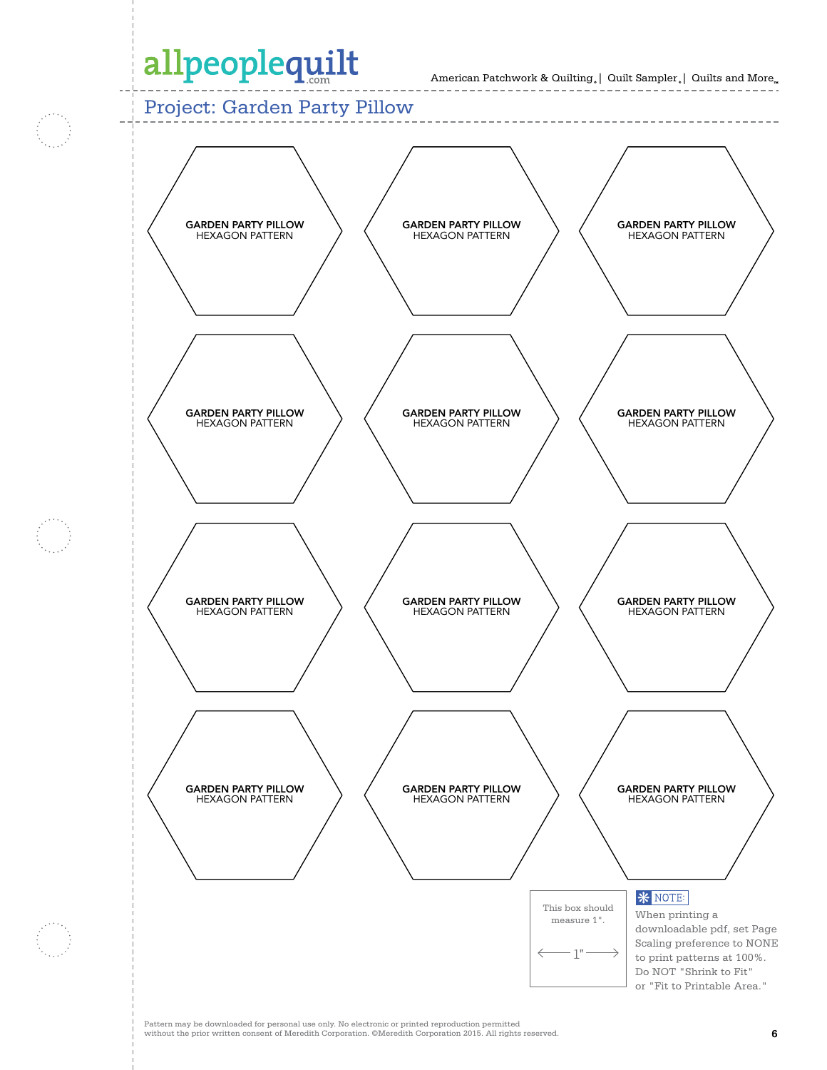allpeoplequilt.com

American Patchwork & Quilting | Quilt Sampler | Quilts and More

## Project: Garden Party Pillow

GARDEN PARTY PILLOW
HEXAGON PATTERN

GARDEN PARTY PILLOW
HEXAGON PATTERN

GARDEN PARTY PILLOW
HEXAGON PATTERN

GARDEN PARTY PILLOW
HEXAGON PATTERN

GARDEN PARTY PILLOW
HEXAGON PATTERN

GARDEN PARTY PILLOW
HEXAGON PATTERN

GARDEN PARTY PILLOW
HEXAGON PATTERN

GARDEN PARTY PILLOW
HEXAGON PATTERN

GARDEN PARTY PILLOW
HEXAGON PATTERN

GARDEN PARTY PILLOW
HEXAGON PATTERN

GARDEN PARTY PILLOW
HEXAGON PATTERN

GARDEN PARTY PILLOW
HEXAGON PATTERN

This box should measure 1".

← 1" →

**NOTE:** When printing a downloadable pdf, set Page Scaling preference to NONE to print patterns at 100%. Do NOT "Shrink to Fit" or "Fit to Printable Area."

Pattern may be downloaded for personal use only. No electronic or printed reproduction permitted without the prior written consent of Meredith Corporation. ©Meredith Corporation 2015. All rights reserved.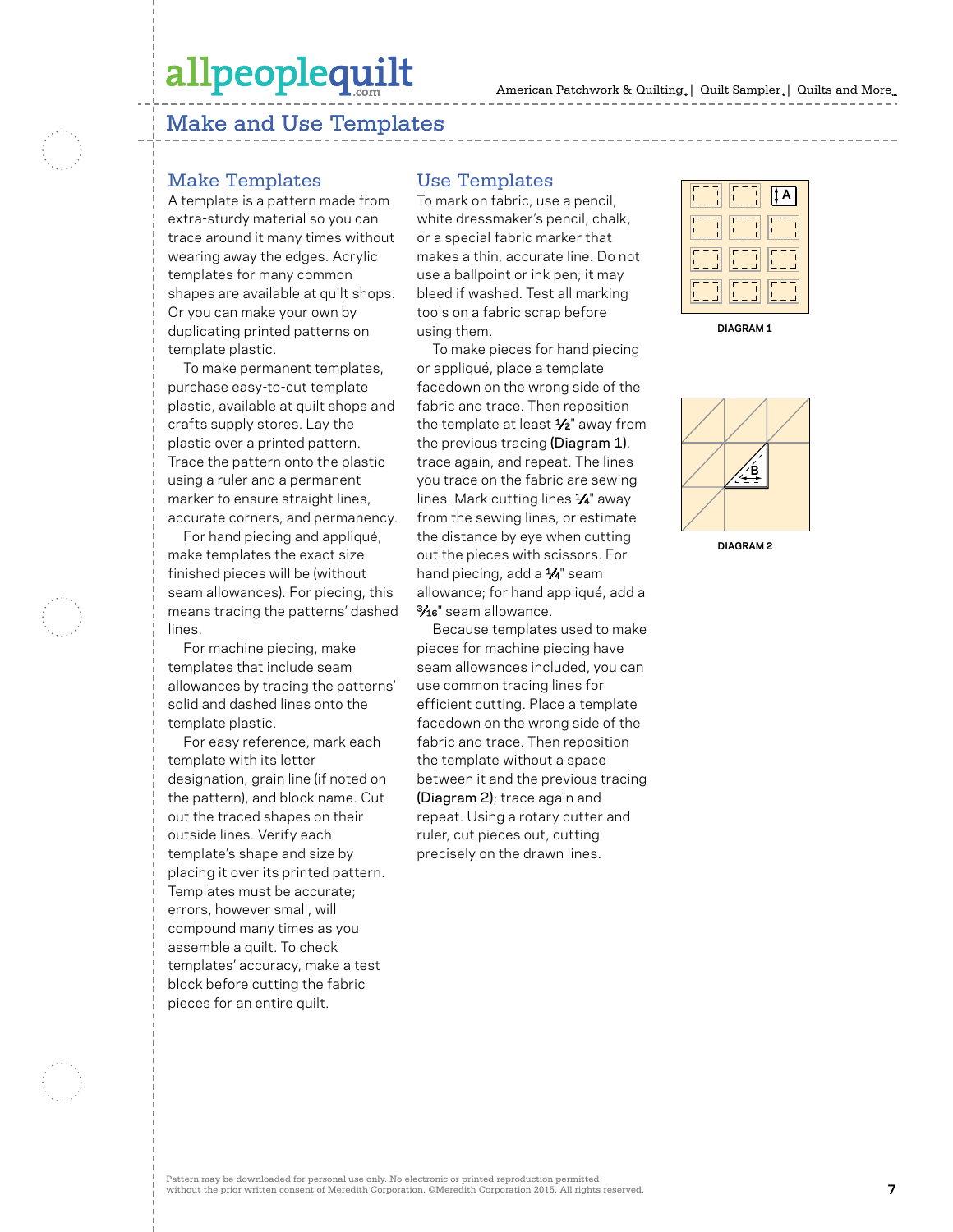# Make and Use Templates

## Make Templates

A template is a pattern made from extra-sturdy material so you can trace around it many times without wearing away the edges. Acrylic templates for many common shapes are available at quilt shops. Or you can make your own by duplicating printed patterns on template plastic.

To make permanent templates, purchase easy-to-cut template plastic, available at quilt shops and crafts supply stores. Lay the plastic over a printed pattern. Trace the pattern onto the plastic using a ruler and a permanent marker to ensure straight lines, accurate corners, and permanency.

For hand piecing and appliqué, make templates the exact size finished pieces will be (without seam allowances). For piecing, this means tracing the patterns' dashed lines.

For machine piecing, make templates that include seam allowances by tracing the patterns' solid and dashed lines onto the template plastic.

For easy reference, mark each template with its letter designation, grain line (if noted on the pattern), and block name. Cut out the traced shapes on their outside lines. Verify each template's shape and size by placing it over its printed pattern. Templates must be accurate; errors, however small, will compound many times as you assemble a quilt. To check templates' accuracy, make a test block before cutting the fabric pieces for an entire quilt.

## Use Templates

To mark on fabric, use a pencil, white dressmaker's pencil, chalk, or a special fabric marker that makes a thin, accurate line. Do not use a ballpoint or ink pen; it may bleed if washed. Test all marking tools on a fabric scrap before using them.

To make pieces for hand piecing or appliqué, place a template facedown on the wrong side of the fabric and trace. Then reposition the template at least ½" away from the previous tracing **(Diagram 1)**, trace again, and repeat. The lines you trace on the fabric are sewing lines. Mark cutting lines ¼" away from the sewing lines, or estimate the distance by eye when cutting out the pieces with scissors. For hand piecing, add a ¼" seam allowance; for hand appliqué, add a 3⁄16" seam allowance.

Because templates used to make pieces for machine piecing have seam allowances included, you can use common tracing lines for efficient cutting. Place a template facedown on the wrong side of the fabric and trace. Then reposition the template without a space between it and the previous tracing **(Diagram 2)**; trace again and repeat. Using a rotary cutter and ruler, cut pieces out, cutting precisely on the drawn lines.

A

DIAGRAM 1

B

DIAGRAM 2

Pattern may be downloaded for personal use only. No electronic or printed reproduction permitted without the prior written consent of Meredith Corporation. ©Meredith Corporation 2015. All rights reserved.